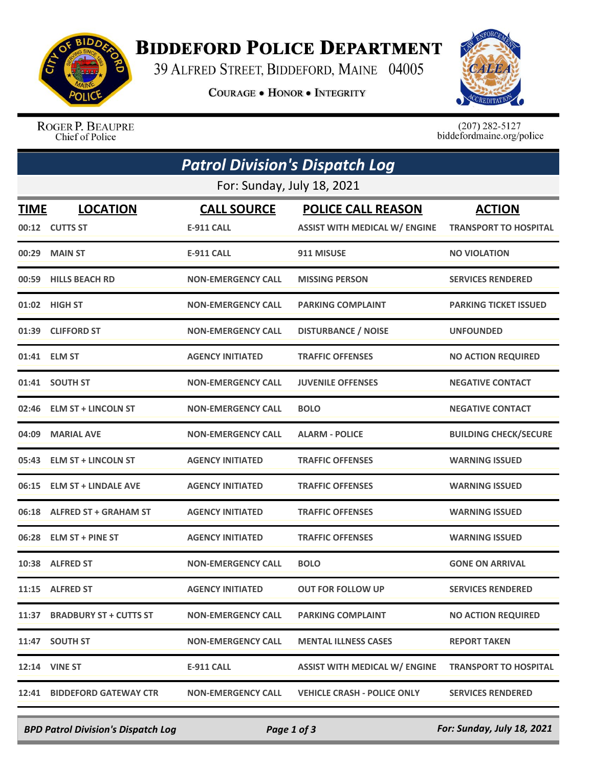# Biddeford Police Department

39 Alfred Street, Biddeford, Maine 04005

**Courage • Honor • Integrity**

Roger P. Beaupre
Chief of Police

(207) 282-5127
biddefordmaine.org/police

## *Patrol Division's Dispatch Log*

For: Sunday, July 18, 2021

| TIME | LOCATION | CALL SOURCE | POLICE CALL REASON | ACTION |
|---|---|---|---|---|
| 00:12 | CUTTS ST | E-911 CALL | ASSIST WITH MEDICAL W/ ENGINE | TRANSPORT TO HOSPITAL |
| 00:29 | MAIN ST | E-911 CALL | 911 MISUSE | NO VIOLATION |
| 00:59 | HILLS BEACH RD | NON-EMERGENCY CALL | MISSING PERSON | SERVICES RENDERED |
| 01:02 | HIGH ST | NON-EMERGENCY CALL | PARKING COMPLAINT | PARKING TICKET ISSUED |
| 01:39 | CLIFFORD ST | NON-EMERGENCY CALL | DISTURBANCE / NOISE | UNFOUNDED |
| 01:41 | ELM ST | AGENCY INITIATED | TRAFFIC OFFENSES | NO ACTION REQUIRED |
| 01:41 | SOUTH ST | NON-EMERGENCY CALL | JUVENILE OFFENSES | NEGATIVE CONTACT |
| 02:46 | ELM ST + LINCOLN ST | NON-EMERGENCY CALL | BOLO | NEGATIVE CONTACT |
| 04:09 | MARIAL AVE | NON-EMERGENCY CALL | ALARM - POLICE | BUILDING CHECK/SECURE |
| 05:43 | ELM ST + LINCOLN ST | AGENCY INITIATED | TRAFFIC OFFENSES | WARNING ISSUED |
| 06:15 | ELM ST + LINDALE AVE | AGENCY INITIATED | TRAFFIC OFFENSES | WARNING ISSUED |
| 06:18 | ALFRED ST + GRAHAM ST | AGENCY INITIATED | TRAFFIC OFFENSES | WARNING ISSUED |
| 06:28 | ELM ST + PINE ST | AGENCY INITIATED | TRAFFIC OFFENSES | WARNING ISSUED |
| 10:38 | ALFRED ST | NON-EMERGENCY CALL | BOLO | GONE ON ARRIVAL |
| 11:15 | ALFRED ST | AGENCY INITIATED | OUT FOR FOLLOW UP | SERVICES RENDERED |
| 11:37 | BRADBURY ST + CUTTS ST | NON-EMERGENCY CALL | PARKING COMPLAINT | NO ACTION REQUIRED |
| 11:47 | SOUTH ST | NON-EMERGENCY CALL | MENTAL ILLNESS CASES | REPORT TAKEN |
| 12:14 | VINE ST | E-911 CALL | ASSIST WITH MEDICAL W/ ENGINE | TRANSPORT TO HOSPITAL |
| 12:41 | BIDDEFORD GATEWAY CTR | NON-EMERGENCY CALL | VEHICLE CRASH - POLICE ONLY | SERVICES RENDERED |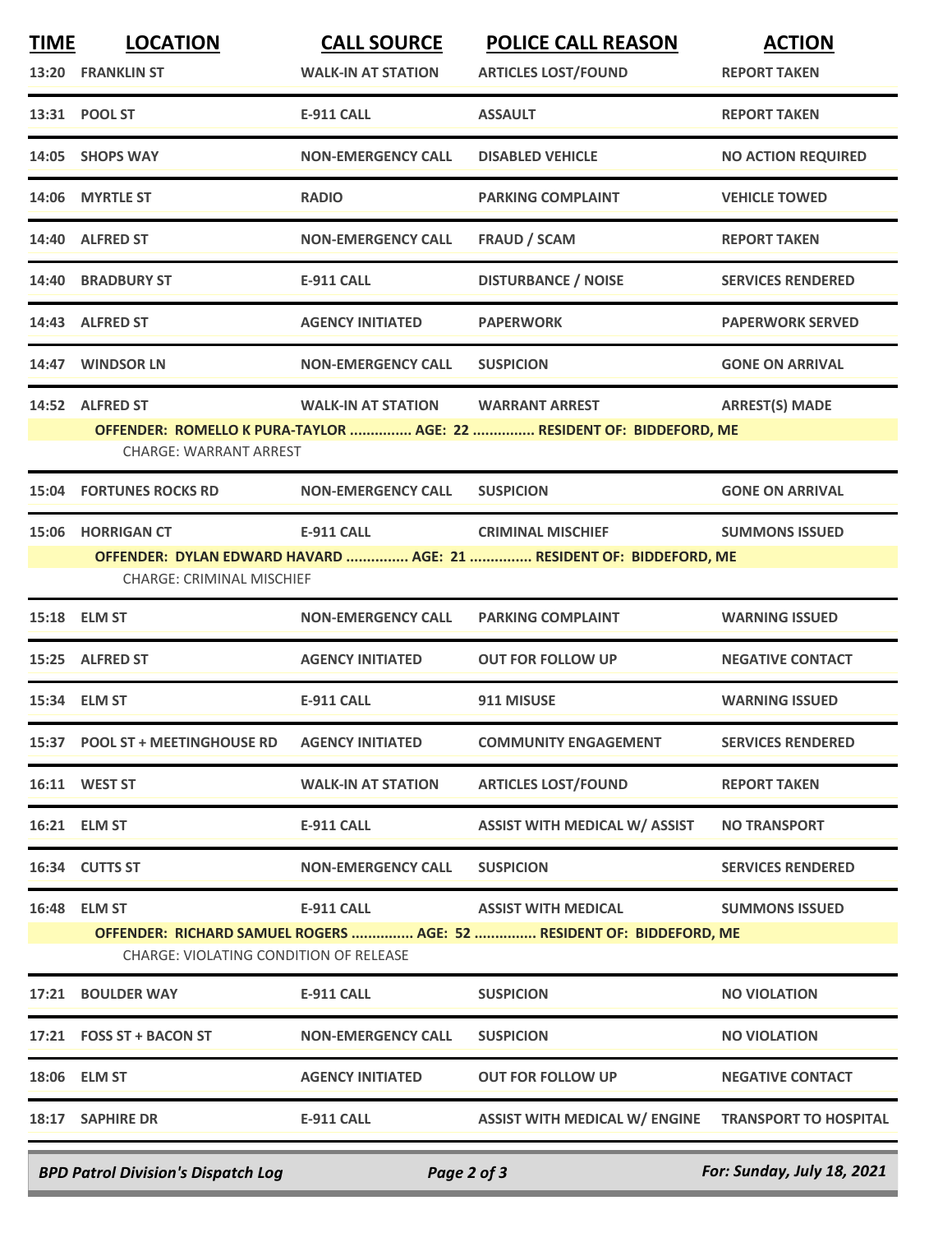| TIME | LOCATION | CALL SOURCE | POLICE CALL REASON | ACTION |
|---|---|---|---|---|
| 13:20 | FRANKLIN ST | WALK-IN AT STATION | ARTICLES LOST/FOUND | REPORT TAKEN |
| 13:31 | POOL ST | E-911 CALL | ASSAULT | REPORT TAKEN |
| 14:05 | SHOPS WAY | NON-EMERGENCY CALL | DISABLED VEHICLE | NO ACTION REQUIRED |
| 14:06 | MYRTLE ST | RADIO | PARKING COMPLAINT | VEHICLE TOWED |
| 14:40 | ALFRED ST | NON-EMERGENCY CALL | FRAUD / SCAM | REPORT TAKEN |
| 14:40 | BRADBURY ST | E-911 CALL | DISTURBANCE / NOISE | SERVICES RENDERED |
| 14:43 | ALFRED ST | AGENCY INITIATED | PAPERWORK | PAPERWORK SERVED |
| 14:47 | WINDSOR LN | NON-EMERGENCY CALL | SUSPICION | GONE ON ARRIVAL |
| 14:52 | ALFRED ST | WALK-IN AT STATION | WARRANT ARREST | ARREST(S) MADE |

**OFFENDER: ROMELLO K PURA-TAYLOR ............... AGE: 22 ............... RESIDENT OF: BIDDEFORD, ME**
CHARGE: WARRANT ARREST

| TIME | LOCATION | CALL SOURCE | POLICE CALL REASON | ACTION |
|---|---|---|---|---|
| 15:04 | FORTUNES ROCKS RD | NON-EMERGENCY CALL | SUSPICION | GONE ON ARRIVAL |
| 15:06 | HORRIGAN CT | E-911 CALL | CRIMINAL MISCHIEF | SUMMONS ISSUED |

**OFFENDER: DYLAN EDWARD HAVARD ............... AGE: 21 ............... RESIDENT OF: BIDDEFORD, ME**
CHARGE: CRIMINAL MISCHIEF

| TIME | LOCATION | CALL SOURCE | POLICE CALL REASON | ACTION |
|---|---|---|---|---|
| 15:18 | ELM ST | NON-EMERGENCY CALL | PARKING COMPLAINT | WARNING ISSUED |
| 15:25 | ALFRED ST | AGENCY INITIATED | OUT FOR FOLLOW UP | NEGATIVE CONTACT |
| 15:34 | ELM ST | E-911 CALL | 911 MISUSE | WARNING ISSUED |
| 15:37 | POOL ST + MEETINGHOUSE RD | AGENCY INITIATED | COMMUNITY ENGAGEMENT | SERVICES RENDERED |
| 16:11 | WEST ST | WALK-IN AT STATION | ARTICLES LOST/FOUND | REPORT TAKEN |
| 16:21 | ELM ST | E-911 CALL | ASSIST WITH MEDICAL W/ ASSIST | NO TRANSPORT |
| 16:34 | CUTTS ST | NON-EMERGENCY CALL | SUSPICION | SERVICES RENDERED |
| 16:48 | ELM ST | E-911 CALL | ASSIST WITH MEDICAL | SUMMONS ISSUED |

**OFFENDER: RICHARD SAMUEL ROGERS ............... AGE: 52 ............... RESIDENT OF: BIDDEFORD, ME**
CHARGE: VIOLATING CONDITION OF RELEASE

| TIME | LOCATION | CALL SOURCE | POLICE CALL REASON | ACTION |
|---|---|---|---|---|
| 17:21 | BOULDER WAY | E-911 CALL | SUSPICION | NO VIOLATION |
| 17:21 | FOSS ST + BACON ST | NON-EMERGENCY CALL | SUSPICION | NO VIOLATION |
| 18:06 | ELM ST | AGENCY INITIATED | OUT FOR FOLLOW UP | NEGATIVE CONTACT |
| 18:17 | SAPHIRE DR | E-911 CALL | ASSIST WITH MEDICAL W/ ENGINE | TRANSPORT TO HOSPITAL |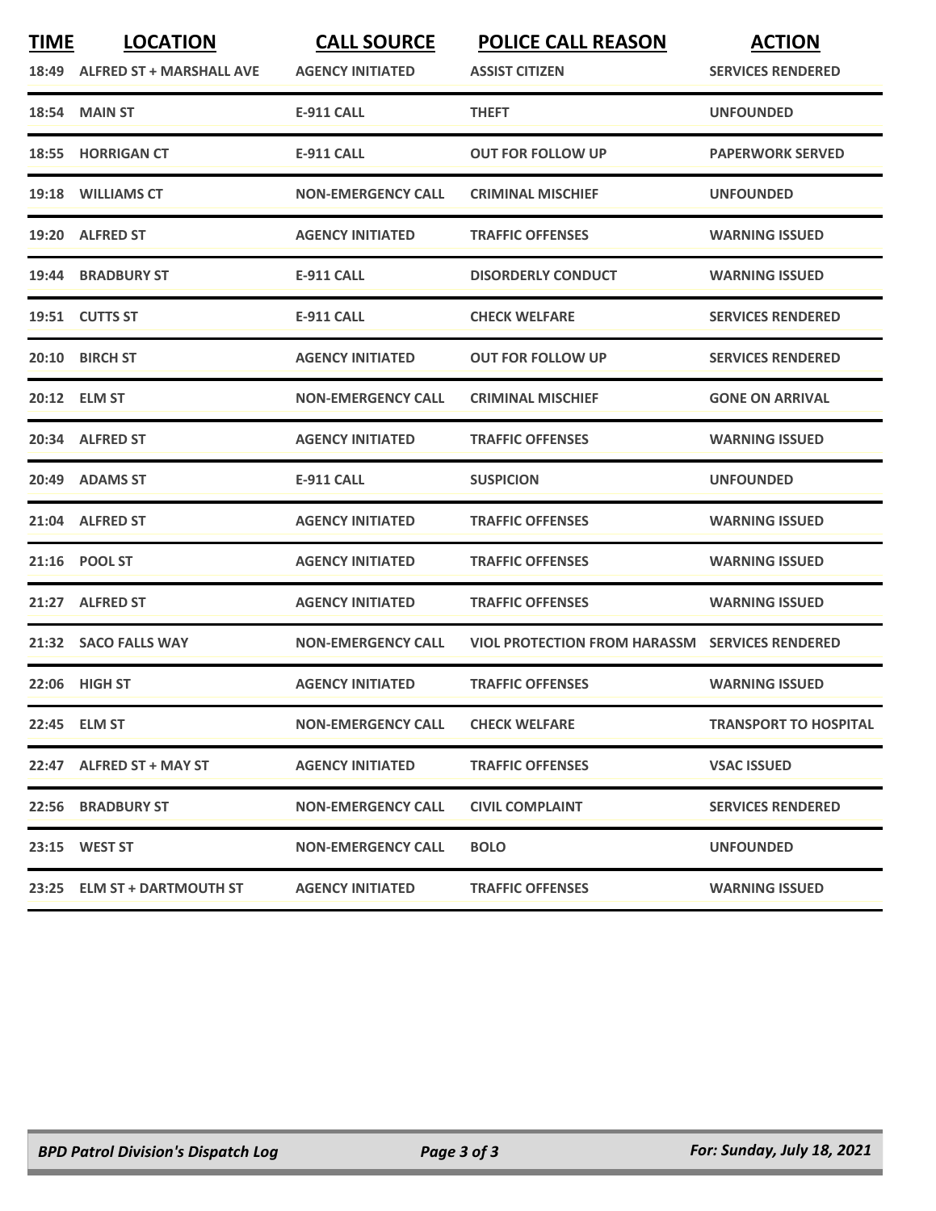| TIME | LOCATION | CALL SOURCE | POLICE CALL REASON | ACTION |
|---|---|---|---|---|
| 18:49 | ALFRED ST + MARSHALL AVE | AGENCY INITIATED | ASSIST CITIZEN | SERVICES RENDERED |
| 18:54 | MAIN ST | E-911 CALL | THEFT | UNFOUNDED |
| 18:55 | HORRIGAN CT | E-911 CALL | OUT FOR FOLLOW UP | PAPERWORK SERVED |
| 19:18 | WILLIAMS CT | NON-EMERGENCY CALL | CRIMINAL MISCHIEF | UNFOUNDED |
| 19:20 | ALFRED ST | AGENCY INITIATED | TRAFFIC OFFENSES | WARNING ISSUED |
| 19:44 | BRADBURY ST | E-911 CALL | DISORDERLY CONDUCT | WARNING ISSUED |
| 19:51 | CUTTS ST | E-911 CALL | CHECK WELFARE | SERVICES RENDERED |
| 20:10 | BIRCH ST | AGENCY INITIATED | OUT FOR FOLLOW UP | SERVICES RENDERED |
| 20:12 | ELM ST | NON-EMERGENCY CALL | CRIMINAL MISCHIEF | GONE ON ARRIVAL |
| 20:34 | ALFRED ST | AGENCY INITIATED | TRAFFIC OFFENSES | WARNING ISSUED |
| 20:49 | ADAMS ST | E-911 CALL | SUSPICION | UNFOUNDED |
| 21:04 | ALFRED ST | AGENCY INITIATED | TRAFFIC OFFENSES | WARNING ISSUED |
| 21:16 | POOL ST | AGENCY INITIATED | TRAFFIC OFFENSES | WARNING ISSUED |
| 21:27 | ALFRED ST | AGENCY INITIATED | TRAFFIC OFFENSES | WARNING ISSUED |
| 21:32 | SACO FALLS WAY | NON-EMERGENCY CALL | VIOL PROTECTION FROM HARASSM | SERVICES RENDERED |
| 22:06 | HIGH ST | AGENCY INITIATED | TRAFFIC OFFENSES | WARNING ISSUED |
| 22:45 | ELM ST | NON-EMERGENCY CALL | CHECK WELFARE | TRANSPORT TO HOSPITAL |
| 22:47 | ALFRED ST + MAY ST | AGENCY INITIATED | TRAFFIC OFFENSES | VSAC ISSUED |
| 22:56 | BRADBURY ST | NON-EMERGENCY CALL | CIVIL COMPLAINT | SERVICES RENDERED |
| 23:15 | WEST ST | NON-EMERGENCY CALL | BOLO | UNFOUNDED |
| 23:25 | ELM ST + DARTMOUTH ST | AGENCY INITIATED | TRAFFIC OFFENSES | WARNING ISSUED |